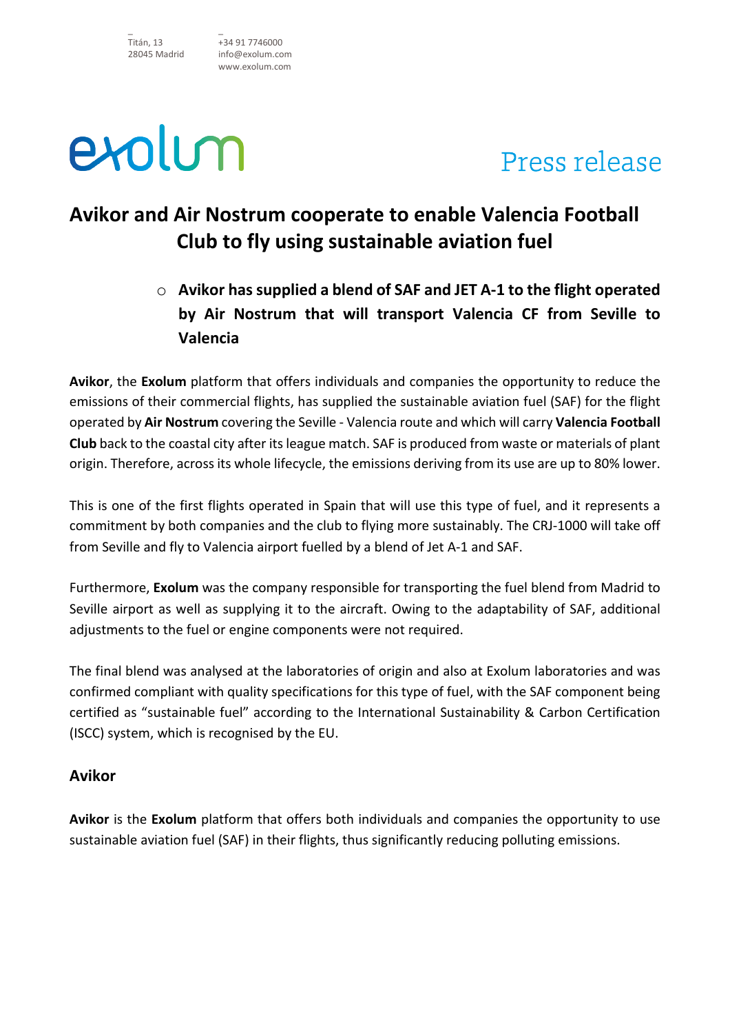Titán, 13
28045 Madrid

+34 91 7746000
info@exolum.com
www.exolum.com

exolum

Press release

# Avikor and Air Nostrum cooperate to enable Valencia Football Club to fly using sustainable aviation fuel

- **Avikor has supplied a blend of SAF and JET A-1 to the flight operated by Air Nostrum that will transport Valencia CF from Seville to Valencia**

**Avikor**, the **Exolum** platform that offers individuals and companies the opportunity to reduce the emissions of their commercial flights, has supplied the sustainable aviation fuel (SAF) for the flight operated by **Air Nostrum** covering the Seville - Valencia route and which will carry **Valencia Football Club** back to the coastal city after its league match. SAF is produced from waste or materials of plant origin. Therefore, across its whole lifecycle, the emissions deriving from its use are up to 80% lower.

This is one of the first flights operated in Spain that will use this type of fuel, and it represents a commitment by both companies and the club to flying more sustainably. The CRJ-1000 will take off from Seville and fly to Valencia airport fuelled by a blend of Jet A-1 and SAF.

Furthermore, **Exolum** was the company responsible for transporting the fuel blend from Madrid to Seville airport as well as supplying it to the aircraft. Owing to the adaptability of SAF, additional adjustments to the fuel or engine components were not required.

The final blend was analysed at the laboratories of origin and also at Exolum laboratories and was confirmed compliant with quality specifications for this type of fuel, with the SAF component being certified as "sustainable fuel" according to the International Sustainability & Carbon Certification (ISCC) system, which is recognised by the EU.

## Avikor

**Avikor** is the **Exolum** platform that offers both individuals and companies the opportunity to use sustainable aviation fuel (SAF) in their flights, thus significantly reducing polluting emissions.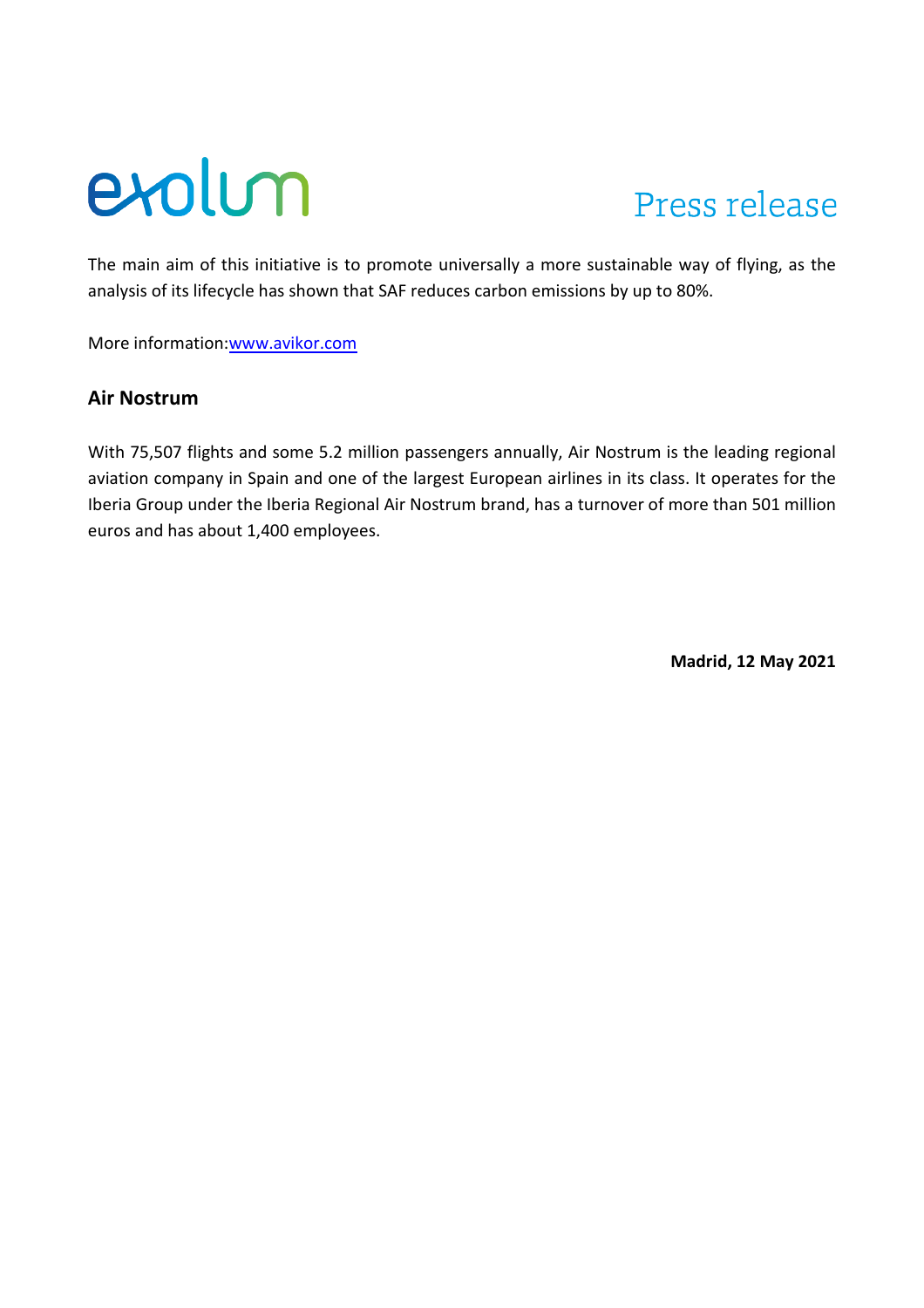The main aim of this initiative is to promote universally a more sustainable way of flying, as the analysis of its lifecycle has shown that SAF reduces carbon emissions by up to 80%.

More information:[www.avikor.com](http://www.avikor.com)

## Air Nostrum

With 75,507 flights and some 5.2 million passengers annually, Air Nostrum is the leading regional aviation company in Spain and one of the largest European airlines in its class. It operates for the Iberia Group under the Iberia Regional Air Nostrum brand, has a turnover of more than 501 million euros and has about 1,400 employees.

**Madrid, 12 May 2021**